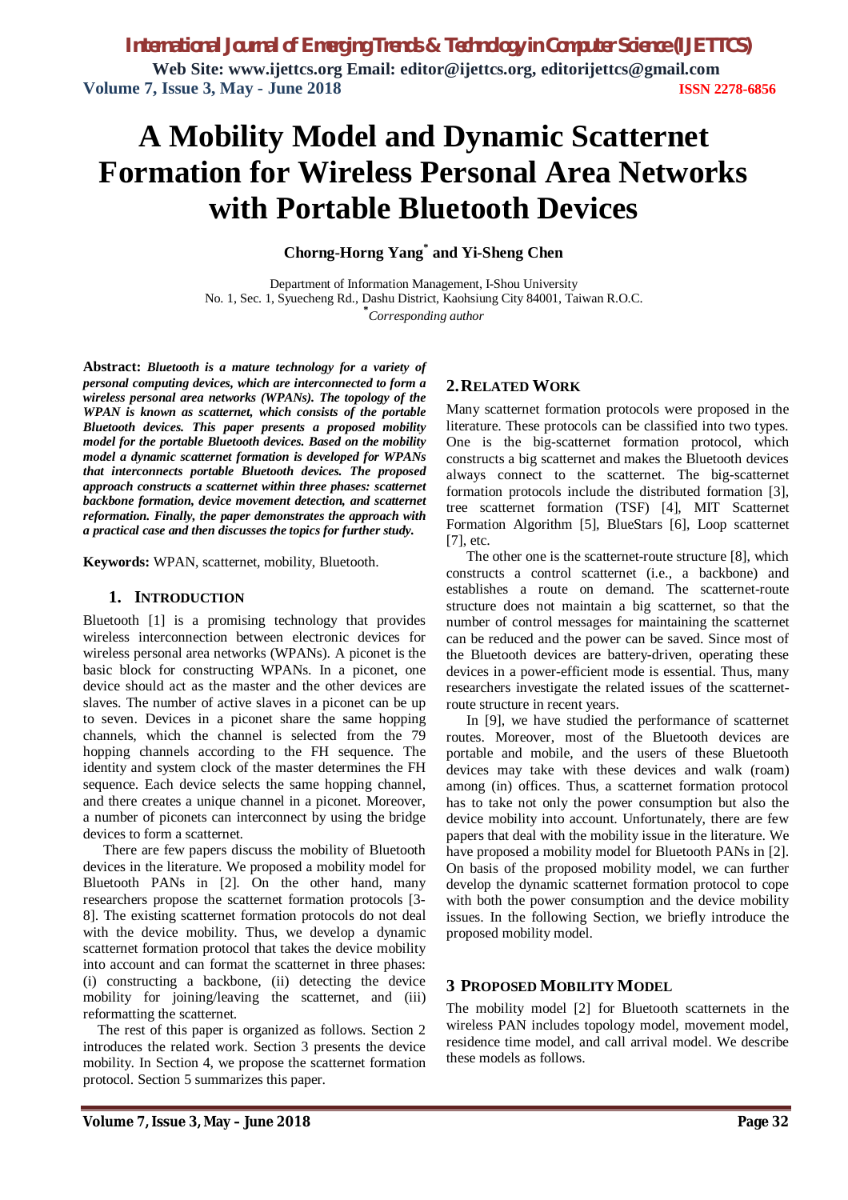# A Mobility Model and Dynamic Scatternet Formation for Wireless Personal Area Networks with Portable Bluetooth Devices

**Chorng-Horng Yang*** **and Yi-Sheng Chen**

Department of Information Management, I-Shou University
No. 1, Sec. 1, Syuecheng Rd., Dashu District, Kaohsiung City 84001, Taiwan R.O.C.
*Corresponding author

**Abstract:** ***Bluetooth is a mature technology for a variety of personal computing devices, which are interconnected to form a wireless personal area networks (WPANs). The topology of the WPAN is known as scatternet, which consists of the portable Bluetooth devices. This paper presents a proposed mobility model for the portable Bluetooth devices. Based on the mobility model a dynamic scatternet formation is developed for WPANs that interconnects portable Bluetooth devices. The proposed approach constructs a scatternet within three phases: scatternet backbone formation, device movement detection, and scatternet reformation. Finally, the paper demonstrates the approach with a practical case and then discusses the topics for further study.***

**Keywords:** WPAN, scatternet, mobility, Bluetooth.

## 1. INTRODUCTION

Bluetooth [1] is a promising technology that provides wireless interconnection between electronic devices for wireless personal area networks (WPANs). A piconet is the basic block for constructing WPANs. In a piconet, one device should act as the master and the other devices are slaves. The number of active slaves in a piconet can be up to seven. Devices in a piconet share the same hopping channels, which the channel is selected from the 79 hopping channels according to the FH sequence. The identity and system clock of the master determines the FH sequence. Each device selects the same hopping channel, and there creates a unique channel in a piconet. Moreover, a number of piconets can interconnect by using the bridge devices to form a scatternet.

There are few papers discuss the mobility of Bluetooth devices in the literature. We proposed a mobility model for Bluetooth PANs in [2]. On the other hand, many researchers propose the scatternet formation protocols [3-8]. The existing scatternet formation protocols do not deal with the device mobility. Thus, we develop a dynamic scatternet formation protocol that takes the device mobility into account and can format the scatternet in three phases: (i) constructing a backbone, (ii) detecting the device mobility for joining/leaving the scatternet, and (iii) reformatting the scatternet.

The rest of this paper is organized as follows. Section 2 introduces the related work. Section 3 presents the device mobility. In Section 4, we propose the scatternet formation protocol. Section 5 summarizes this paper.

## 2. RELATED WORK

Many scatternet formation protocols were proposed in the literature. These protocols can be classified into two types. One is the big-scatternet formation protocol, which constructs a big scatternet and makes the Bluetooth devices always connect to the scatternet. The big-scatternet formation protocols include the distributed formation [3], tree scatternet formation (TSF) [4], MIT Scatternet Formation Algorithm [5], BlueStars [6], Loop scatternet [7], etc.

The other one is the scatternet-route structure [8], which constructs a control scatternet (i.e., a backbone) and establishes a route on demand. The scatternet-route structure does not maintain a big scatternet, so that the number of control messages for maintaining the scatternet can be reduced and the power can be saved. Since most of the Bluetooth devices are battery-driven, operating these devices in a power-efficient mode is essential. Thus, many researchers investigate the related issues of the scatternet-route structure in recent years.

In [9], we have studied the performance of scatternet routes. Moreover, most of the Bluetooth devices are portable and mobile, and the users of these Bluetooth devices may take with these devices and walk (roam) among (in) offices. Thus, a scatternet formation protocol has to take not only the power consumption but also the device mobility into account. Unfortunately, there are few papers that deal with the mobility issue in the literature. We have proposed a mobility model for Bluetooth PANs in [2]. On basis of the proposed mobility model, we can further develop the dynamic scatternet formation protocol to cope with both the power consumption and the device mobility issues. In the following Section, we briefly introduce the proposed mobility model.

## 3 PROPOSED MOBILITY MODEL

The mobility model [2] for Bluetooth scatternets in the wireless PAN includes topology model, movement model, residence time model, and call arrival model. We describe these models as follows.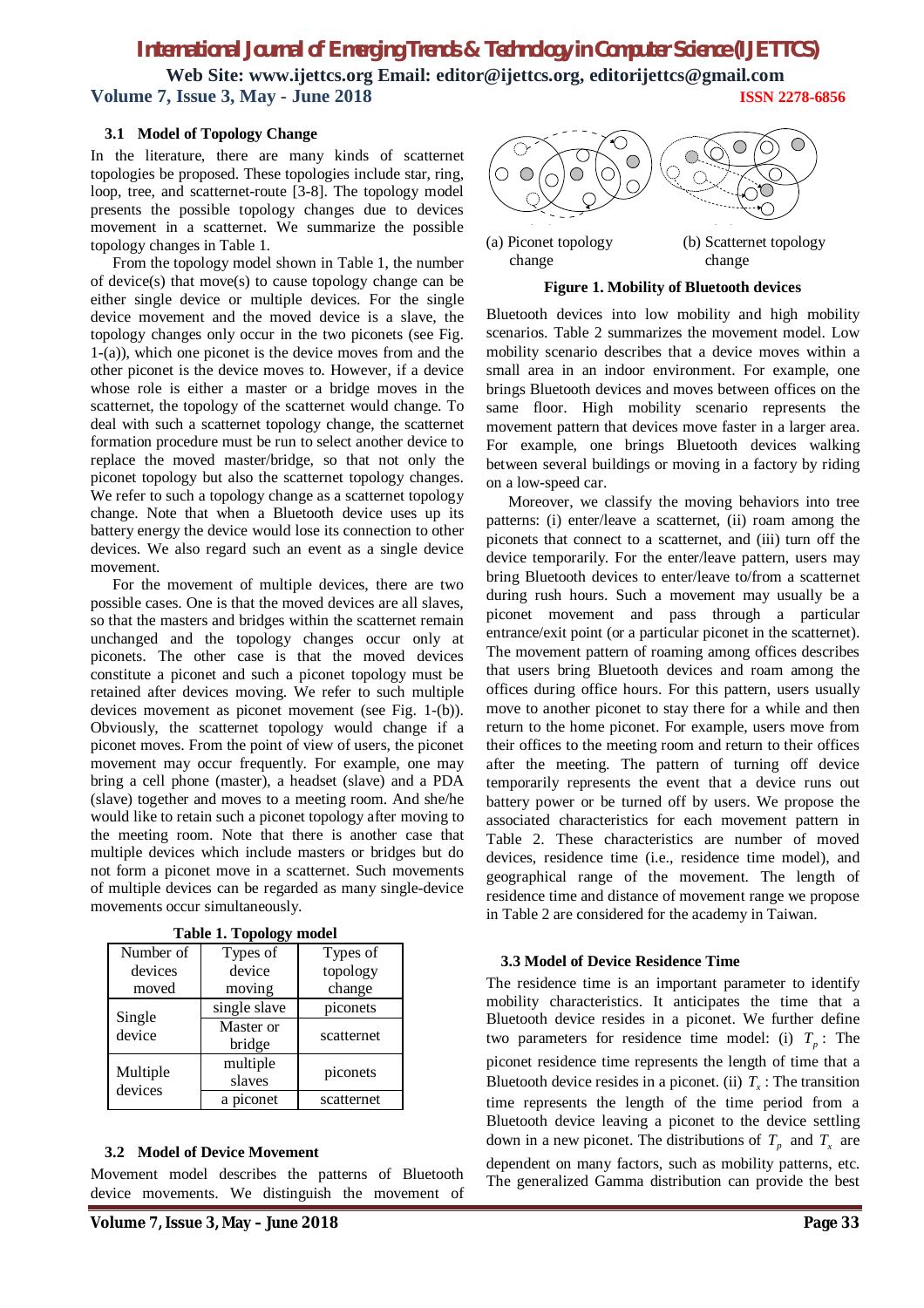### 3.1 Model of Topology Change

In the literature, there are many kinds of scatternet topologies be proposed. These topologies include star, ring, loop, tree, and scatternet-route [3-8]. The topology model presents the possible topology changes due to devices movement in a scatternet. We summarize the possible topology changes in Table 1.

From the topology model shown in Table 1, the number of device(s) that move(s) to cause topology change can be either single device or multiple devices. For the single device movement and the moved device is a slave, the topology changes only occur in the two piconets (see Fig. 1-(a)), which one piconet is the device moves from and the other piconet is the device moves to. However, if a device whose role is either a master or a bridge moves in the scatternet, the topology of the scatternet would change. To deal with such a scatternet topology change, the scatternet formation procedure must be run to select another device to replace the moved master/bridge, so that not only the piconet topology but also the scatternet topology changes. We refer to such a topology change as a scatternet topology change. Note that when a Bluetooth device uses up its battery energy the device would lose its connection to other devices. We also regard such an event as a single device movement.

For the movement of multiple devices, there are two possible cases. One is that the moved devices are all slaves, so that the masters and bridges within the scatternet remain unchanged and the topology changes occur only at piconets. The other case is that the moved devices constitute a piconet and such a piconet topology must be retained after devices moving. We refer to such multiple devices movement as piconet movement (see Fig. 1-(b)). Obviously, the scatternet topology would change if a piconet moves. From the point of view of users, the piconet movement may occur frequently. For example, one may bring a cell phone (master), a headset (slave) and a PDA (slave) together and moves to a meeting room. And she/he would like to retain such a piconet topology after moving to the meeting room. Note that there is another case that multiple devices which includes masters or bridges but do not form a piconet move in a scatternet. Such movements of multiple devices can be regarded as many single-device movements occur simultaneously.

**Table 1. Topology model**

| Number of devices moved | Types of device moving | Types of topology change |
|---|---|---|
| Single device | single slave | piconets |
| | Master or bridge | scatternet |
| Multiple devices | multiple slaves | piconets |
| | a piconet | scatternet |

### 3.2 Model of Device Movement

Movement model describes the patterns of Bluetooth device movements. We distinguish the movement of Bluetooth devices into low mobility and high mobility scenarios. Table 2 summarizes the movement model. Low mobility scenario describes that a device moves within a small area in an indoor environment. For example, one brings Bluetooth devices and moves between offices on the same floor. High mobility scenario represents the movement pattern that devices move faster in a larger area. For example, one brings Bluetooth devices walking between several buildings or moving in a factory by riding on a low-speed car.

(a) Piconet topology change  (b) Scatternet topology change

**Figure 1. Mobility of Bluetooth devices**

Moreover, we classify the moving behaviors into tree patterns: (i) enter/leave a scatternet, (ii) roam among the piconets that connect to a scatternet, and (iii) turn off the device temporarily. For the enter/leave pattern, users may bring Bluetooth devices to enter/leave to/from a scatternet during rush hours. Such a movement may usually be a piconet movement and pass through a particular entrance/exit point (or a particular piconet in the scatternet). The movement pattern of roaming among offices describes that users bring Bluetooth devices and roam among the offices during office hours. For this pattern, users usually move to another piconet to stay there for a while and then return to the home piconet. For example, users move from their offices to the meeting room and return to their offices after the meeting. The pattern of turning off device temporarily represents the event that a device runs out battery power or be turned off by users. We propose the associated characteristics for each movement pattern in Table 2. These characteristics are number of moved devices, residence time (i.e., residence time model), and geographical range of the movement. The length of residence time and distance of movement range we propose in Table 2 are considered for the academy in Taiwan.

### 3.3 Model of Device Residence Time

The residence time is an important parameter to identify mobility characteristics. It anticipates the time that a Bluetooth device resides in a piconet. We further define two parameters for residence time model: (i) $T_p$: The piconet residence time represents the length of time that a Bluetooth device resides in a piconet. (ii) $T_x$: The transition time represents the length of the time period from a Bluetooth device leaving a piconet to the device settling down in a new piconet. The distributions of $T_p$ and $T_x$ are dependent on many factors, such as mobility patterns, etc. The generalized Gamma distribution can provide the best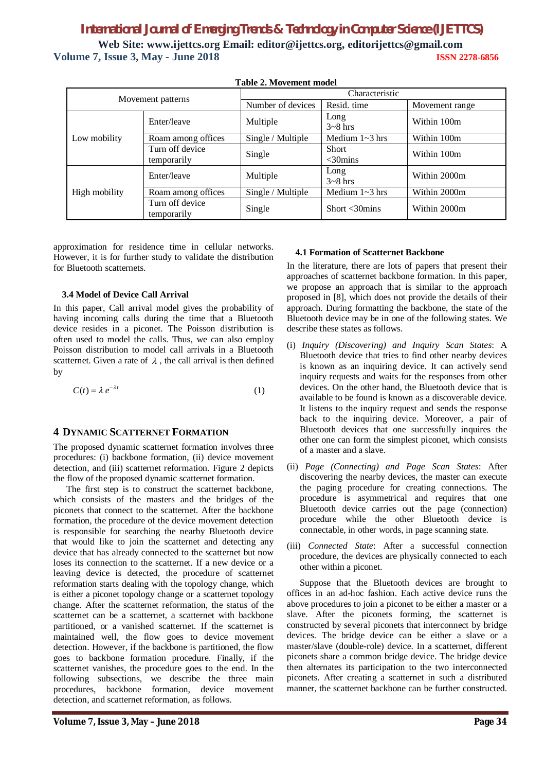**Table 2. Movement model**

| Movement patterns | | Characteristic | | |
|---|---|---|---|---|
| | | Number of devices | Resid. time | Movement range |
| Low mobility | Enter/leave | Multiple | Long 3~8 hrs | Within 100m |
| | Roam among offices | Single / Multiple | Medium 1~3 hrs | Within 100m |
| | Turn off device temporarily | Single | Short <30mins | Within 100m |
| High mobility | Enter/leave | Multiple | Long 3~8 hrs | Within 2000m |
| | Roam among offices | Single / Multiple | Medium 1~3 hrs | Within 2000m |
| | Turn off device temporarily | Single | Short <30mins | Within 2000m |

approximation for residence time in cellular networks. However, it is for further study to validate the distribution for Bluetooth scatternets.

### 3.4 Model of Device Call Arrival

In this paper, Call arrival model gives the probability of having incoming calls during the time that a Bluetooth device resides in a piconet. The Poisson distribution is often used to model the calls. Thus, we can also employ Poisson distribution to model call arrivals in a Bluetooth scatternet. Given a rate of $\lambda$, the call arrival is then defined by

$$C(t) = \lambda e^{-\lambda t} \tag{1}$$

## 4 DYNAMIC SCATTERNET FORMATION

The proposed dynamic scatternet formation involves three procedures: (i) backbone formation, (ii) device movement detection, and (iii) scatternet reformation. Figure 2 depicts the flow of the proposed dynamic scatternet formation.

The first step is to construct the scatternet backbone, which consists of the masters and the bridges of the piconets that connect to the scatternet. After the backbone formation, the procedure of the device movement detection is responsible for searching the nearby Bluetooth device that would like to join the scatternet and detecting any device that has already connected to the scatternet but now loses its connection to the scatternet. If a new device or a leaving device is detected, the procedure of scatternet reformation starts dealing with the topology change, which is either a piconet topology change or a scatternet topology change. After the scatternet reformation, the status of the scatternet can be a scatternet, a scatternet with backbone partitioned, or a vanished scatternet. If the scatternet is maintained well, the flow goes to device movement detection. However, if the backbone is partitioned, the flow goes to backbone formation procedure. Finally, if the scatternet vanishes, the procedure goes to the end. In the following subsections, we describe the three main procedures, backbone formation, device movement detection, and scatternet reformation, as follows.

### 4.1 Formation of Scatternet Backbone

In the literature, there are lots of papers that present their approaches of scatternet backbone formation. In this paper, we propose an approach that is similar to the approach proposed in [8], which does not provide the details of their approach. During formatting the backbone, the state of the Bluetooth device may be in one of the following states. We describe these states as follows.

(i) *Inquiry (Discovering) and Inquiry Scan States*: A Bluetooth device that tries to find other nearby devices is known as an inquiring device. It can actively send inquiry requests and waits for the responses from other devices. On the other hand, the Bluetooth device that is available to be found is known as a discoverable device. It listens to the inquiry request and sends the response back to the inquiring device. Moreover, a pair of Bluetooth devices that one successfully inquires the other one can form the simplest piconet, which consists of a master and a slave.

(ii) *Page (Connecting) and Page Scan States*: After discovering the nearby devices, the master can execute the paging procedure for creating connections. The procedure is asymmetrical and requires that one Bluetooth device carries out the page (connection) procedure while the other Bluetooth device is connectable, in other words, in page scanning state.

(iii) *Connected State*: After a successful connection procedure, the devices are physically connected to each other within a piconet.

Suppose that the Bluetooth devices are brought to offices in an ad-hoc fashion. Each active device runs the above procedures to join a piconet to be either a master or a slave. After the piconets forming, the scatternet is constructed by several piconets that interconnect by bridge devices. The bridge device can be either a slave or a master/slave (double-role) device. In a scatternet, different piconets share a common bridge device. The bridge device then alternates its participation to the two interconnected piconets. After creating a scatternet in such a distributed manner, the scatternet backbone can be further constructed.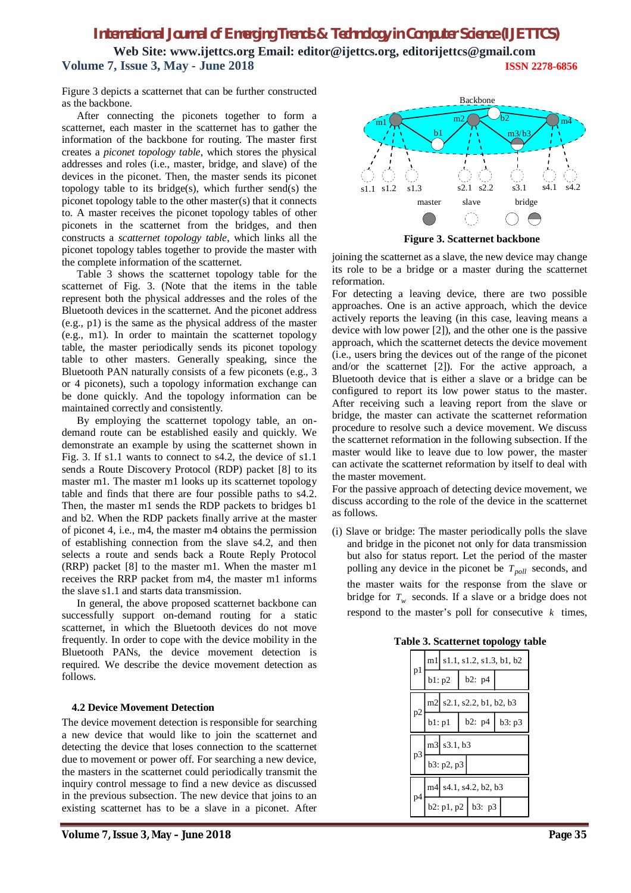Figure 3 depicts a scatternet that can be further constructed as the backbone.

After connecting the piconets together to form a scatternet, each master in the scatternet has to gather the information of the backbone for routing. The master first creates a *piconet topology table*, which stores the physical addresses and roles (i.e., master, bridge, and slave) of the devices in the piconet. Then, the master sends its piconet topology table to its bridge(s), which further send(s) the piconet topology table to the other master(s) that it connects to. A master receives the piconet topology tables of other piconets in the scatternet from the bridges, and then constructs a *scatternet topology table*, which links all the piconet topology tables together to provide the master with the complete information of the scatternet.

Table 3 shows the scatternet topology table for the scatternet of Fig. 3. (Note that the items in the table represent both the physical addresses and the roles of the Bluetooth devices in the scatternet. And the piconet address (e.g., p1) is the same as the physical address of the master (e.g., m1). In order to maintain the scatternet topology table, the master periodically sends its piconet topology table to other masters. Generally speaking, since the Bluetooth PAN naturally consists of a few piconets (e.g., 3 or 4 piconets), such a topology information exchange can be done quickly. And the topology information can be maintained correctly and consistently.

By employing the scatternet topology table, an on-demand route can be established easily and quickly. We demonstrate an example by using the scatternet shown in Fig. 3. If s1.1 wants to connect to s4.2, the device of s1.1 sends a Route Discovery Protocol (RDP) packet [8] to its master m1. The master m1 looks up its scatternet topology table and finds that there are four possible paths to s4.2. Then, the master m1 sends the RDP packets to bridges b1 and b2. When the RDP packets finally arrive at the master of piconet 4, i.e., m4, the master m4 obtains the permission of establishing connection from the slave s4.2, and then selects a route and sends back a Route Reply Protocol (RRP) packet [8] to the master m1. When the master m1 receives the RRP packet from m4, the master m1 informs the slave s1.1 and starts data transmission.

In general, the above proposed scatternet backbone can successfully support on-demand routing for a static scatternet, in which the Bluetooth devices do not move frequently. In order to cope with the device mobility in the Bluetooth PANs, the device movement detection is required. We describe the device movement detection as follows.

### 4.2 Device Movement Detection

The device movement detection is responsible for searching a new device that would like to join the scatternet and detecting the device that loses connection to the scatternet due to movement or power off. For searching a new device, the masters in the scatternet could periodically transmit the inquiry control message to find a new device as discussed in the previous subsection. The new device that joins to an existing scatternet has to be a slave in a piconet. After joining the scatternet as a slave, the new device may change its role to be a bridge or a master during the scatternet reformation.

For detecting a leaving device, there are two possible approaches. One is an active approach, which the device actively reports the leaving (in this case, leaving means a device with low power [2]), and the other one is the passive approach, which the scatternet detects the device movement (i.e., users bring the devices out of the range of the piconet and/or the scatternet [2]). For the active approach, a Bluetooth device that is either a slave or a bridge can be configured to report its low power status to the master. After receiving such a leaving report from the slave or bridge, the master can activate the scatternet reformation procedure to resolve such a device movement. We discuss the scatternet reformation in the following subsection. If the master would like to leave due to low power, the master can activate the scatternet reformation by itself to deal with the master movement.

For the passive approach of detecting device movement, we discuss according to the role of the device in the scatternet as follows.

(i) Slave or bridge: The master periodically polls the slave and bridge in the piconet not only for data transmission but also for status report. Let the period of the master polling any device in the piconet be $T_{poll}$ seconds, and the master waits for the response from the slave or bridge for $T_w$ seconds. If a slave or a bridge does not respond to the master's poll for consecutive $k$ times,

Backbone: m1, m2, b1, b2, m3/b3, m4; s1.1, s1.2, s1.3, s2.1, s2.2, s3.1, s4.1, s4.2; legend: master, slave, bridge

**Figure 3. Scatternet backbone**

**Table 3. Scatternet topology table**

| | | | |
|---|---|---|---|
| p1 | m1 s1.1, s1.2, s1.3, b1, b2 | | |
| | b1: p2 | b2: p4 | |
| p2 | m2 s2.1, s2.2, b1, b2, b3 | | |
| | b1: p1 | b2: p4 | b3: p3 |
| p3 | m3 s3.1, b3 | | |
| | b3: p2, p3 | | |
| p4 | m4 s4.1, s4.2, b2, b3 | | |
| | b2: p1, p2 | b3: p3 | |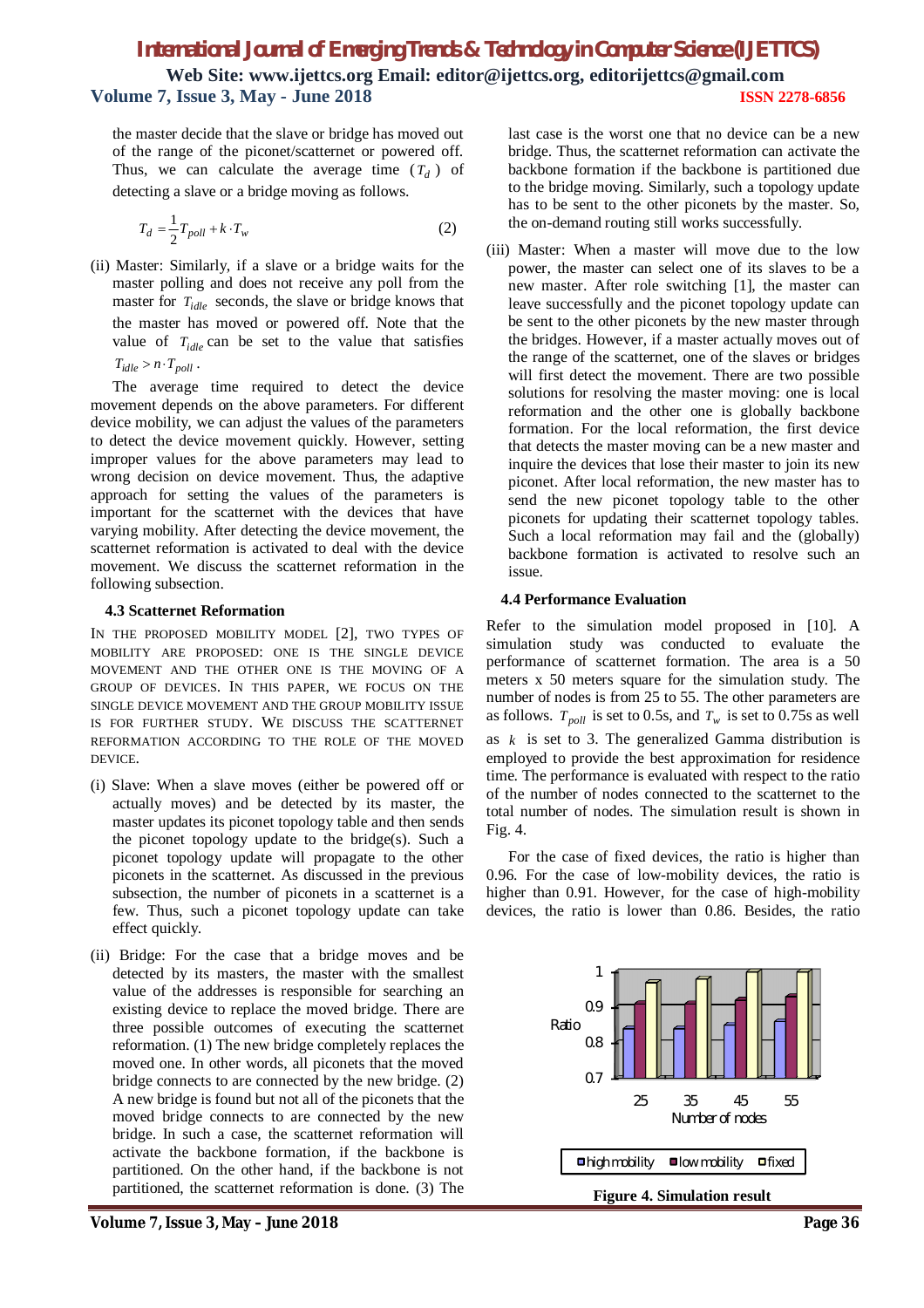the master decide that the slave or bridge has moved out of the range of the piconet/scatternet or powered off. Thus, we can calculate the average time ($T_d$) of detecting a slave or a bridge moving as follows.

$$T_d = \frac{1}{2} T_{poll} + k \cdot T_w \tag{2}$$

(ii) Master: Similarly, if a slave or a bridge waits for the master polling and does not receive any poll from the master for $T_{idle}$ seconds, the slave or bridge knows that the master has moved or powered off. Note that the value of $T_{idle}$ can be set to the value that satisfies $T_{idle} > n \cdot T_{poll}$.

The average time required to detect the device movement depends on the above parameters. For different device mobility, we can adjust the values of the parameters to detect the device movement quickly. However, setting improper values for the above parameters may lead to wrong decision on device movement. Thus, the adaptive approach for setting the values of the parameters is important for the scatternet with the devices that have varying mobility. After detecting the device movement, the scatternet reformation is activated to deal with the device movement. We discuss the scatternet reformation in the following subsection.

### 4.3 Scatternet Reformation

IN THE PROPOSED MOBILITY MODEL [2], TWO TYPES OF MOBILITY ARE PROPOSED: ONE IS THE SINGLE DEVICE MOVEMENT AND THE OTHER ONE IS THE MOVING OF A GROUP OF DEVICES. IN THIS PAPER, WE FOCUS ON THE SINGLE DEVICE MOVEMENT AND THE GROUP MOBILITY ISSUE IS FOR FURTHER STUDY. WE DISCUSS THE SCATTERNET REFORMATION ACCORDING TO THE ROLE OF THE MOVED DEVICE.

(i) Slave: When a slave moves (either be powered off or actually moves) and be detected by its master, the master updates its piconet topology table and then sends the piconet topology update to the bridge(s). Such a piconet topology update will propagate to the other piconets in the scatternet. As discussed in the previous subsection, the number of piconets in a scatternet is a few. Thus, such a piconet topology update can take effect quickly.

(ii) Bridge: For the case that a bridge moves and be detected by its masters, the master with the smallest value of the addresses is responsible for searching an existing device to replace the moved bridge. There are three possible outcomes of executing the scatternet reformation. (1) The new bridge completely replaces the moved one. In other words, all piconets that the moved bridge connects to are connected by the new bridge. (2) A new bridge is found but not all of the piconets that the moved bridge connects to are connected by the new bridge. In such a case, the scatternet reformation will activate the backbone formation, if the backbone is partitioned. On the other hand, if the backbone is not partitioned, the scatternet reformation is done. (3) The last case is the worst one that no device can be a new bridge. Thus, the scatternet reformation can activate the backbone formation if the backbone is partitioned due to the bridge moving. Similarly, such a topology update has to be sent to the other piconets by the master. So, the on-demand routing still works successfully.

(iii) Master: When a master will move due to the low power, the master can select one of its slaves to be a new master. After role switching [1], the master can leave successfully and the piconet topology update can be sent to the other piconets by the new master through the bridges. However, if a master actually moves out of the range of the scatternet, one of the slaves or bridges will first detect the movement. There are two possible solutions for resolving the master moving: one is local reformation and the other one is globally backbone formation. For the local reformation, the first device that detects the master moving can be a new master and inquire the devices that lose their master to join its new piconet. After local reformation, the new master has to send the new piconet topology table to the other piconets for updating their scatternet topology tables. Such a local reformation may fail and the (globally) backbone formation is activated to resolve such an issue.

### 4.4 Performance Evaluation

Refer to the simulation model proposed in [10]. A simulation study was conducted to evaluate the performance of scatternet formation. The area is a 50 meters x 50 meters square for the simulation study. The number of nodes is from 25 to 55. The other parameters are as follows. $T_{poll}$ is set to 0.5s, and $T_w$ is set to 0.75s as well as $k$ is set to 3. The generalized Gamma distribution is employed to provide the best approximation for residence time. The performance is evaluated with respect to the ratio of the number of nodes connected to the scatternet to the total number of nodes. The simulation result is shown in Fig. 4.

For the case of fixed devices, the ratio is higher than 0.96. For the case of low-mobility devices, the ratio is higher than 0.91. However, for the case of high-mobility devices, the ratio is lower than 0.86. Besides, the ratio

**Figure 4. Simulation result**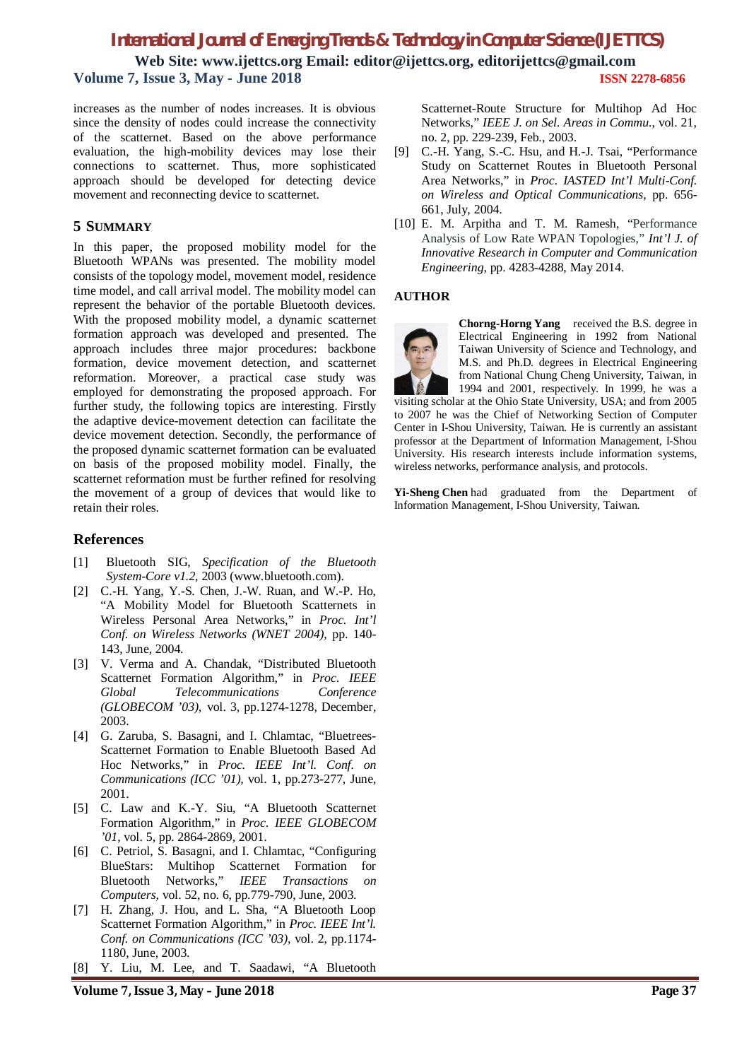increases as the number of nodes increases. It is obvious since the density of nodes could increase the connectivity of the scatternet. Based on the above performance evaluation, the high-mobility devices may lose their connections to scatternet. Thus, more sophisticated approach should be developed for detecting device movement and reconnecting device to scatternet.

## 5 SUMMARY

In this paper, the proposed mobility model for the Bluetooth WPANs was presented. The mobility model consists of the topology model, movement model, residence time model, and call arrival model. The mobility model can represent the behavior of the portable Bluetooth devices. With the proposed mobility model, a dynamic scatternet formation approach was developed and presented. The approach includes three major procedures: backbone formation, device movement detection, and scatternet reformation. Moreover, a practical case study was employed for demonstrating the proposed approach. For further study, the following topics are interesting. Firstly the adaptive device-movement detection can facilitate the device movement detection. Secondly, the performance of the proposed dynamic scatternet formation can be evaluated on basis of the proposed mobility model. Finally, the scatternet reformation must be further refined for resolving the movement of a group of devices that would like to retain their roles.

## References

[1] Bluetooth SIG, *Specification of the Bluetooth System-Core v1.2*, 2003 (www.bluetooth.com).

[2] C.-H. Yang, Y.-S. Chen, J.-W. Ruan, and W.-P. Ho, "A Mobility Model for Bluetooth Scatternets in Wireless Personal Area Networks," in *Proc. Int'l Conf. on Wireless Networks (WNET 2004)*, pp. 140-143, June, 2004.

[3] V. Verma and A. Chandak, "Distributed Bluetooth Scatternet Formation Algorithm," in *Proc. IEEE Global Telecommunications Conference (GLOBECOM '03)*, vol. 3, pp.1274-1278, December, 2003.

[4] G. Zaruba, S. Basagni, and I. Chlamtac, "Bluetrees-Scatternet Formation to Enable Bluetooth Based Ad Hoc Networks," in *Proc. IEEE Int'l. Conf. on Communications (ICC '01)*, vol. 1, pp.273-277, June, 2001.

[5] C. Law and K.-Y. Siu, "A Bluetooth Scatternet Formation Algorithm," in *Proc. IEEE GLOBECOM '01*, vol. 5, pp. 2864-2869, 2001.

[6] C. Petriol, S. Basagni, and I. Chlamtac, "Configuring BlueStars: Multihop Scatternet Formation for Bluetooth Networks," *IEEE Transactions on Computers*, vol. 52, no. 6, pp.779-790, June, 2003.

[7] H. Zhang, J. Hou, and L. Sha, "A Bluetooth Loop Scatternet Formation Algorithm," in *Proc. IEEE Int'l. Conf. on Communications (ICC '03)*, vol. 2, pp.1174-1180, June, 2003.

[8] Y. Liu, M. Lee, and T. Saadawi, "A Bluetooth Scatternet-Route Structure for Multihop Ad Hoc Networks," *IEEE J. on Sel. Areas in Commu.*, vol. 21, no. 2, pp. 229-239, Feb., 2003.

[9] C.-H. Yang, S.-C. Hsu, and H.-J. Tsai, "Performance Study on Scatternet Routes in Bluetooth Personal Area Networks," in *Proc. IASTED Int'l Multi-Conf. on Wireless and Optical Communications*, pp. 656-661, July, 2004.

[10] E. M. Arpitha and T. M. Ramesh, "Performance Analysis of Low Rate WPAN Topologies," *Int'l J. of Innovative Research in Computer and Communication Engineering*, pp. 4283-4288, May 2014.

## AUTHOR

**Chorng-Horng Yang** received the B.S. degree in Electrical Engineering in 1992 from National Taiwan University of Science and Technology, and M.S. and Ph.D. degrees in Electrical Engineering from National Chung Cheng University, Taiwan, in 1994 and 2001, respectively. In 1999, he was a visiting scholar at the Ohio State University, USA; and from 2005 to 2007 he was the Chief of Networking Section of Computer Center in I-Shou University, Taiwan. He is currently an assistant professor at the Department of Information Management, I-Shou University. His research interests include information systems, wireless networks, performance analysis, and protocols.

**Yi-Sheng Chen** had graduated from the Department of Information Management, I-Shou University, Taiwan.